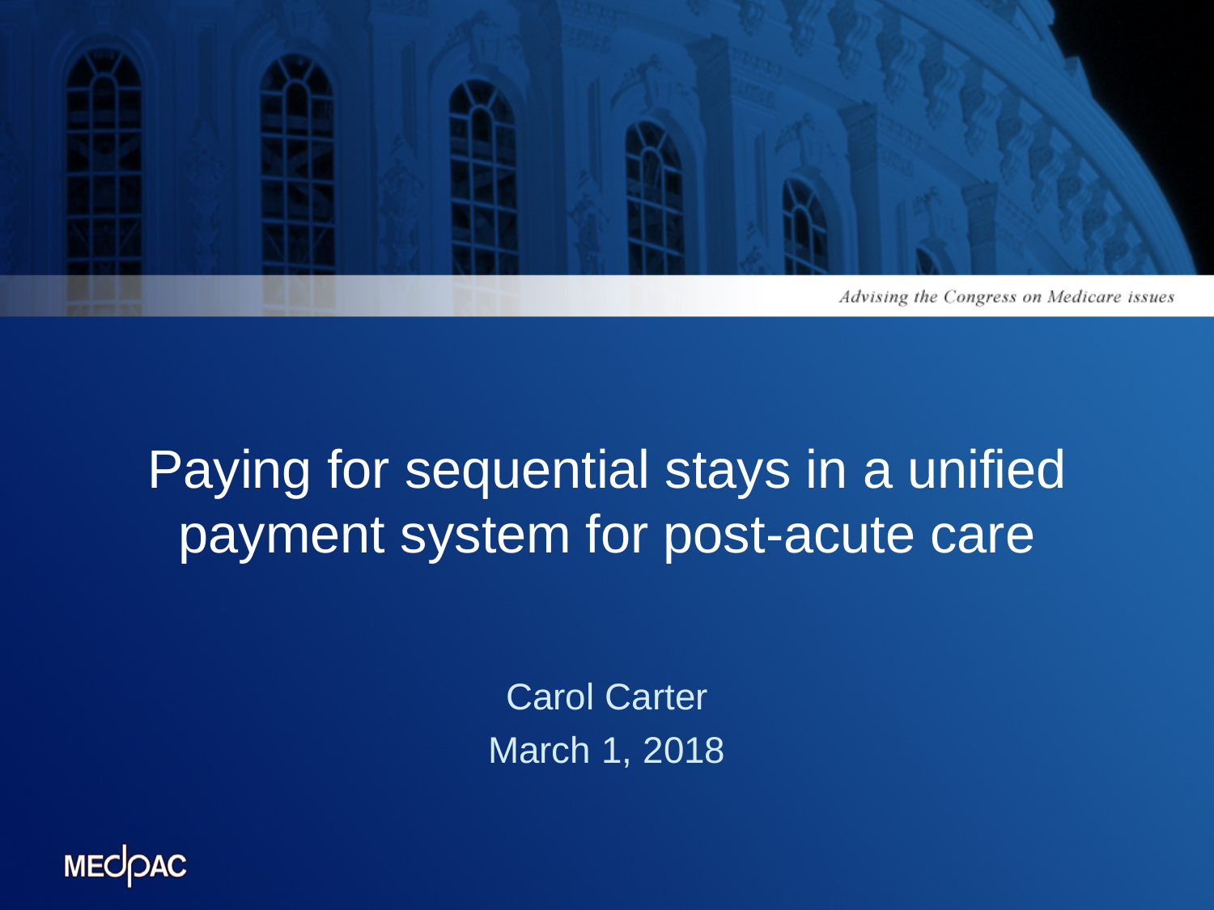*Advising the Congress on Medicare issues*

# Paying for sequential stays in a unified payment system for post-acute care

Carol Carter

March 1, 2018

MEDPAC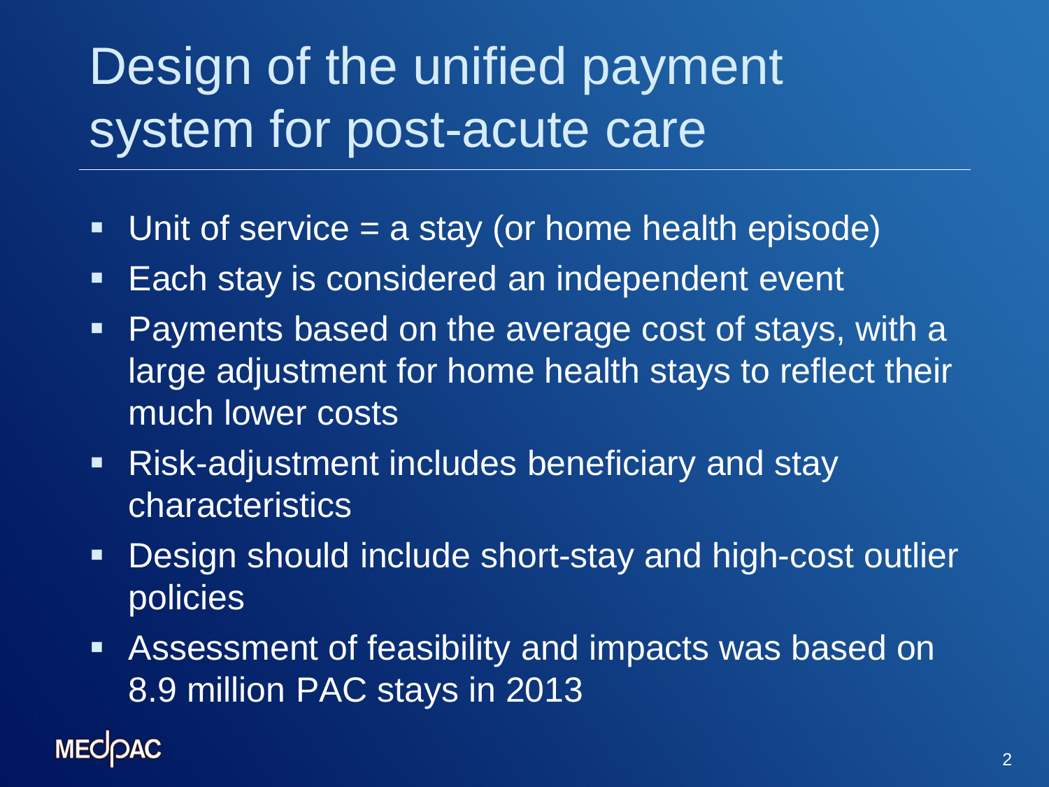# Design of the unified payment system for post-acute care

- Unit of service = a stay (or home health episode)
- Each stay is considered an independent event
- Payments based on the average cost of stays, with a large adjustment for home health stays to reflect their much lower costs
- Risk-adjustment includes beneficiary and stay characteristics
- Design should include short-stay and high-cost outlier policies
- Assessment of feasibility and impacts was based on 8.9 million PAC stays in 2013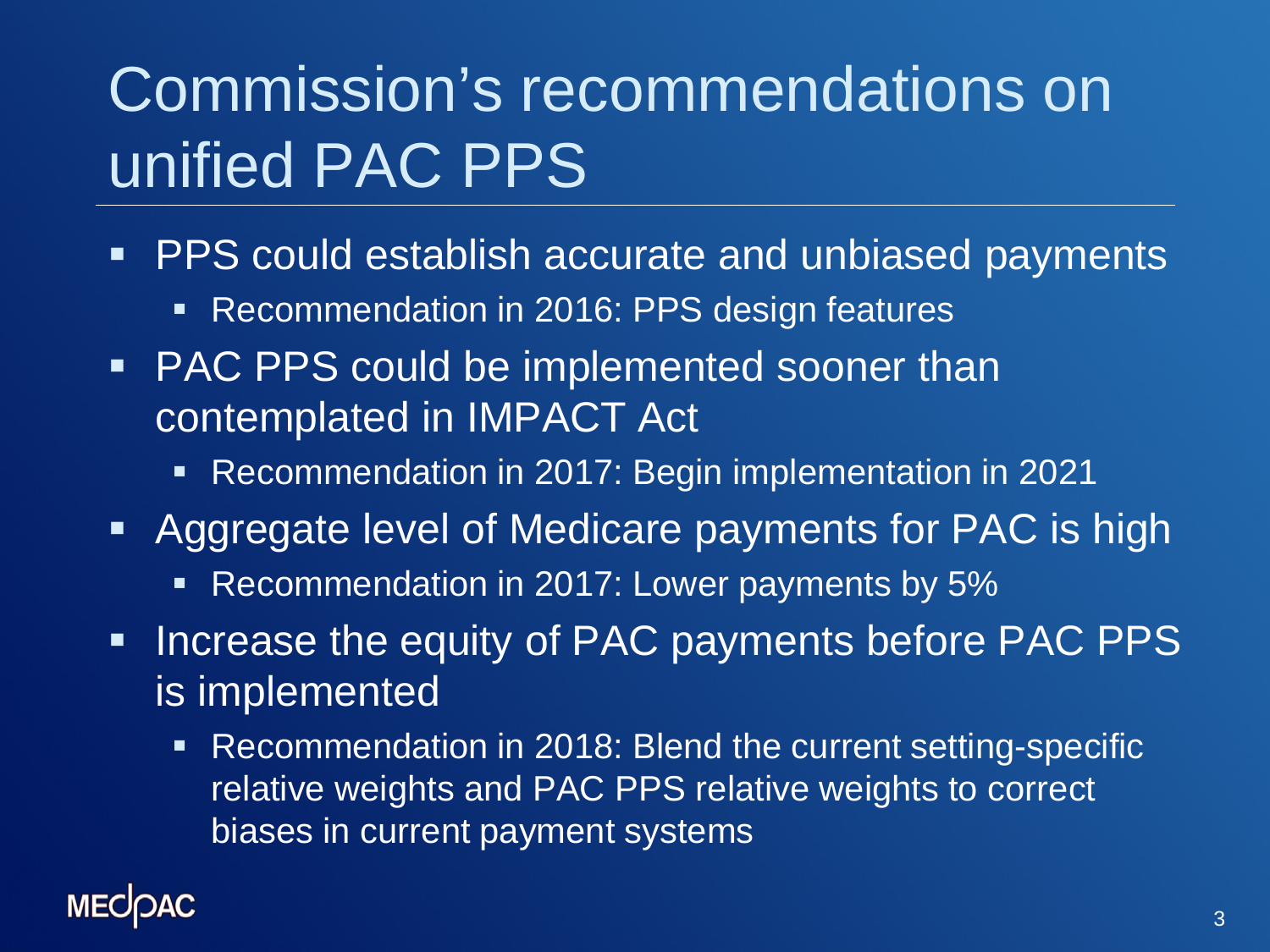# Commission's recommendations on unified PAC PPS

- PPS could establish accurate and unbiased payments
  - Recommendation in 2016: PPS design features
- PAC PPS could be implemented sooner than contemplated in IMPACT Act
  - Recommendation in 2017: Begin implementation in 2021
- Aggregate level of Medicare payments for PAC is high
  - Recommendation in 2017: Lower payments by 5%
- Increase the equity of PAC payments before PAC PPS is implemented
  - Recommendation in 2018: Blend the current setting-specific relative weights and PAC PPS relative weights to correct biases in current payment systems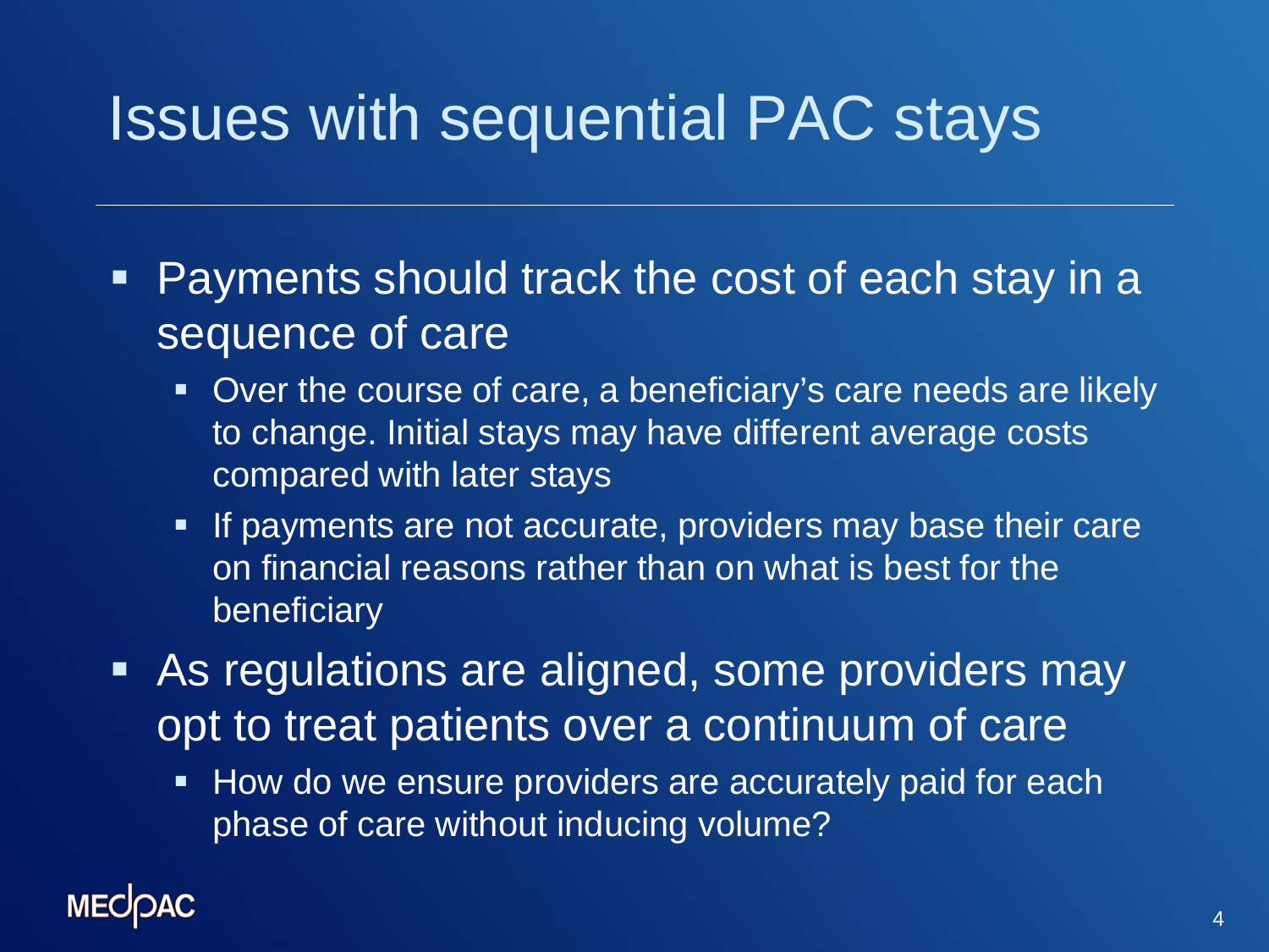# Issues with sequential PAC stays

- Payments should track the cost of each stay in a sequence of care
  - Over the course of care, a beneficiary's care needs are likely to change. Initial stays may have different average costs compared with later stays
  - If payments are not accurate, providers may base their care on financial reasons rather than on what is best for the beneficiary
- As regulations are aligned, some providers may opt to treat patients over a continuum of care
  - How do we ensure providers are accurately paid for each phase of care without inducing volume?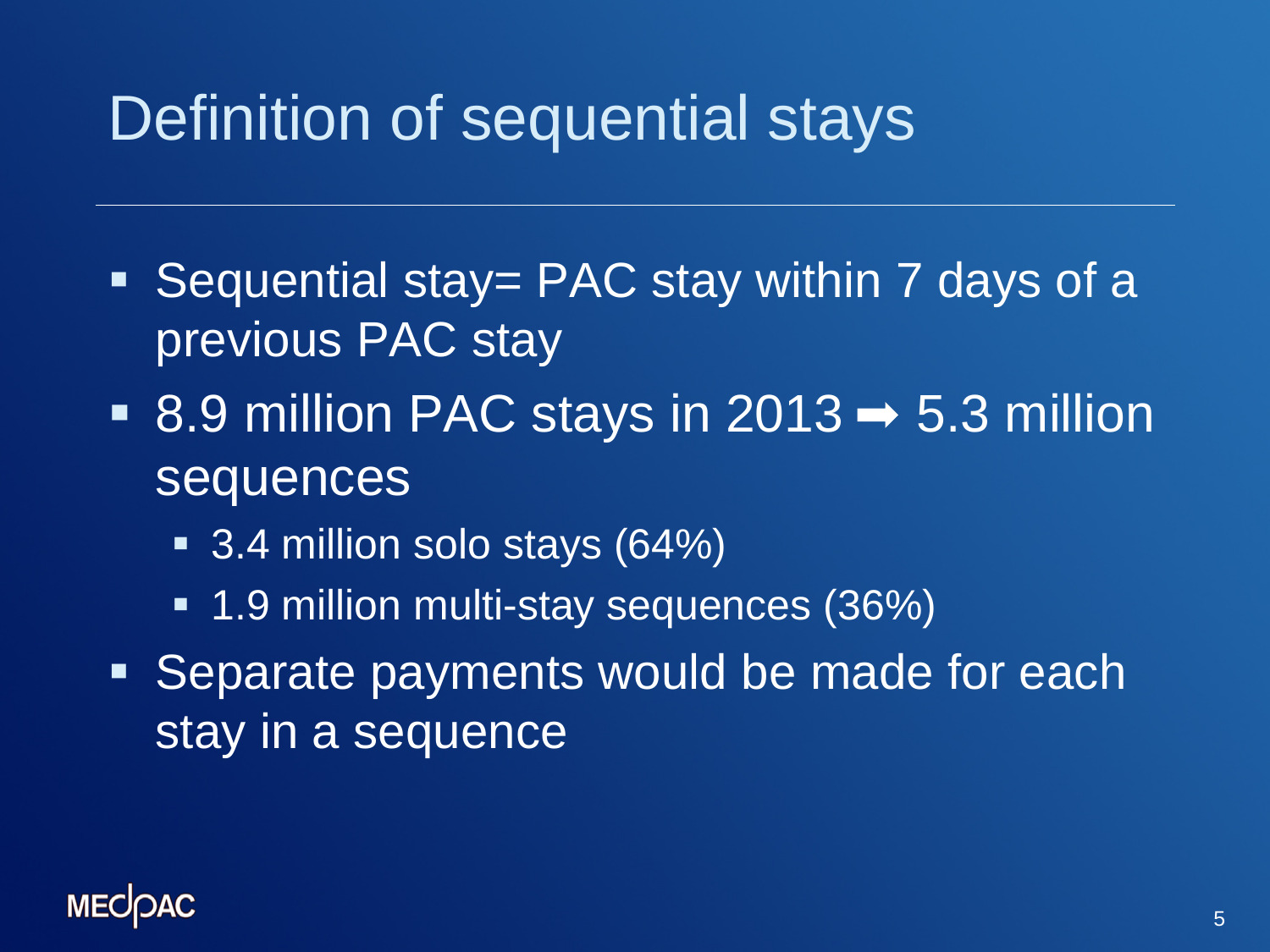# Definition of sequential stays

- Sequential stay= PAC stay within 7 days of a previous PAC stay
- 8.9 million PAC stays in 2013 ➡ 5.3 million sequences
  - 3.4 million solo stays (64%)
  - 1.9 million multi-stay sequences (36%)
- Separate payments would be made for each stay in a sequence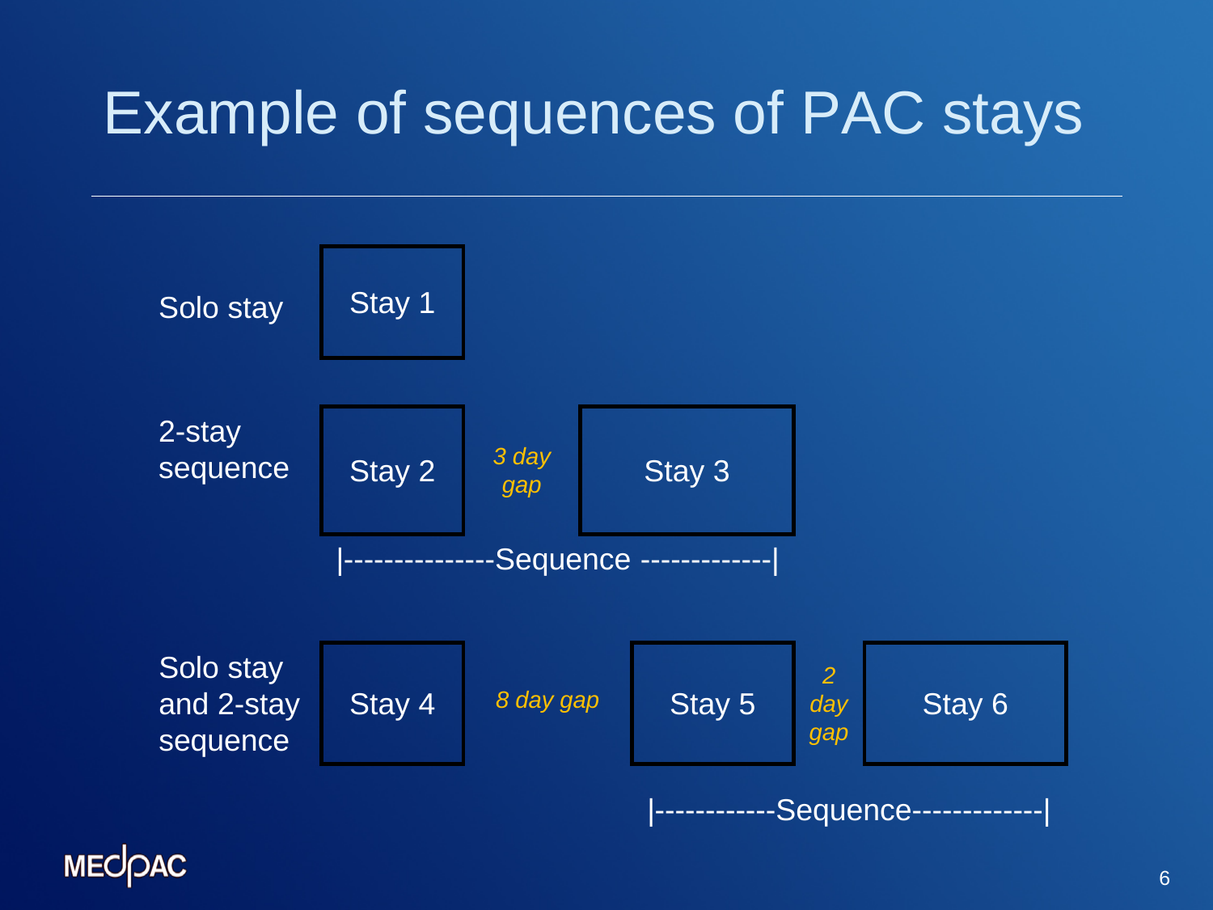# Example of sequences of PAC stays

Solo stay

Stay 1

2-stay sequence

Stay 2

*3 day gap*

Stay 3

|--------------Sequence ------------|

Solo stay and 2-stay sequence

Stay 4

*8 day gap*

Stay 5

*2 day gap*

Stay 6

|-----------Sequence------------|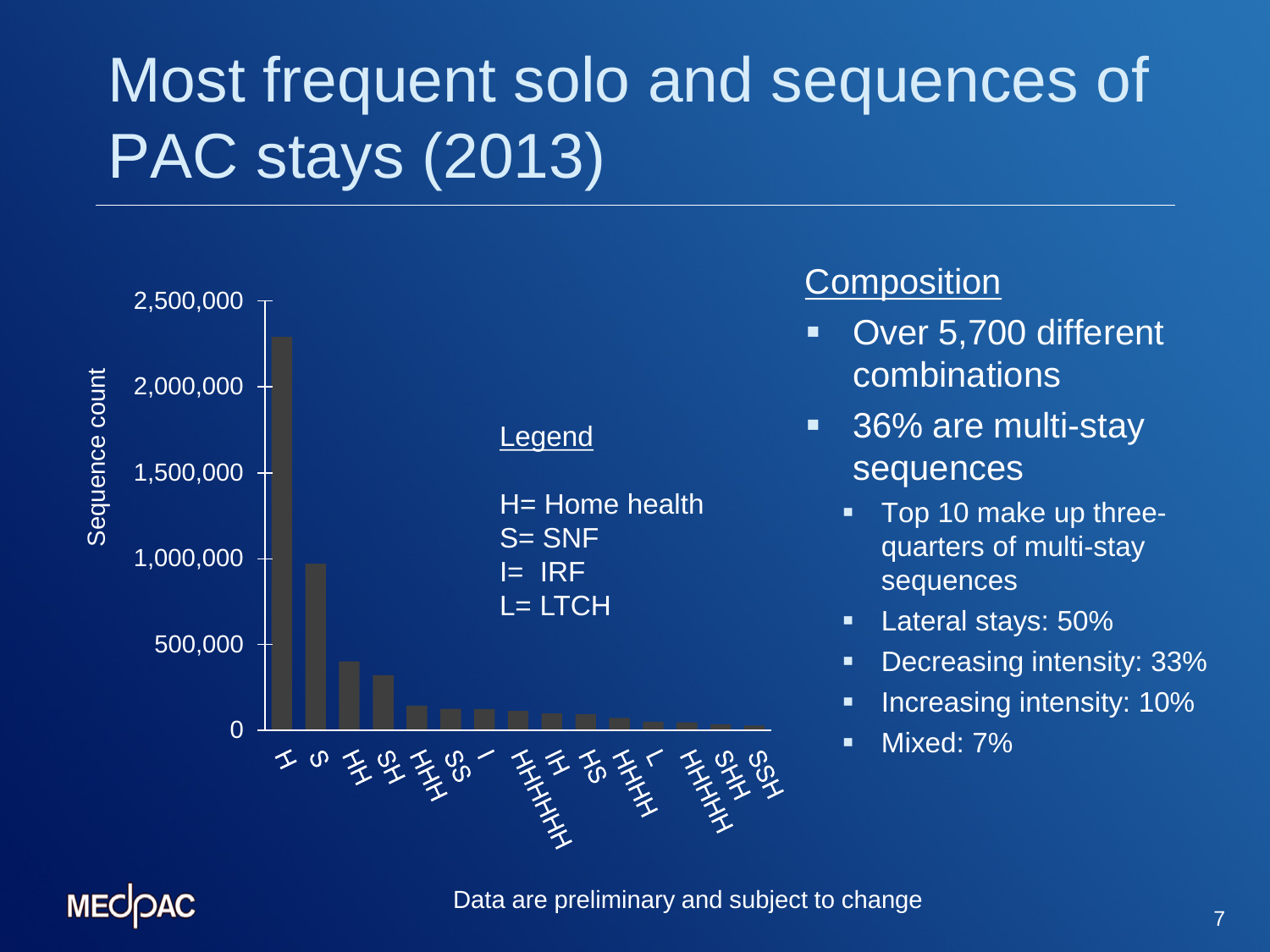# Most frequent solo and sequences of PAC stays (2013)

Sequence count

2,500,000
2,000,000
1,500,000
1,000,000
500,000
0

H S HH SH HHH SS I HHHHHH IH HS HHHH L HHHHH SHH SSH

Legend

H= Home health
S= SNF
I= IRF
L= LTCH

Composition

- Over 5,700 different combinations
- 36% are multi-stay sequences
  - Top 10 make up three-quarters of multi-stay sequences
  - Lateral stays: 50%
  - Decreasing intensity: 33%
  - Increasing intensity: 10%
  - Mixed: 7%

Data are preliminary and subject to change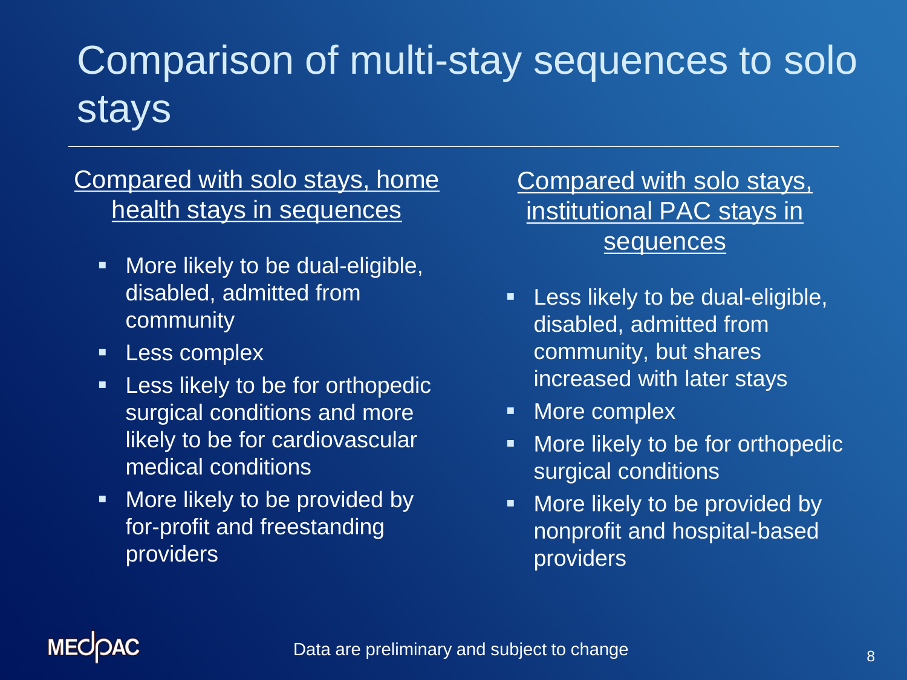# Comparison of multi-stay sequences to solo stays

Compared with solo stays, home health stays in sequences

- More likely to be dual-eligible, disabled, admitted from community
- Less complex
- Less likely to be for orthopedic surgical conditions and more likely to be for cardiovascular medical conditions
- More likely to be provided by for-profit and freestanding providers

Compared with solo stays, institutional PAC stays in sequences

- Less likely to be dual-eligible, disabled, admitted from community, but shares increased with later stays
- More complex
- More likely to be for orthopedic surgical conditions
- More likely to be provided by nonprofit and hospital-based providers

Data are preliminary and subject to change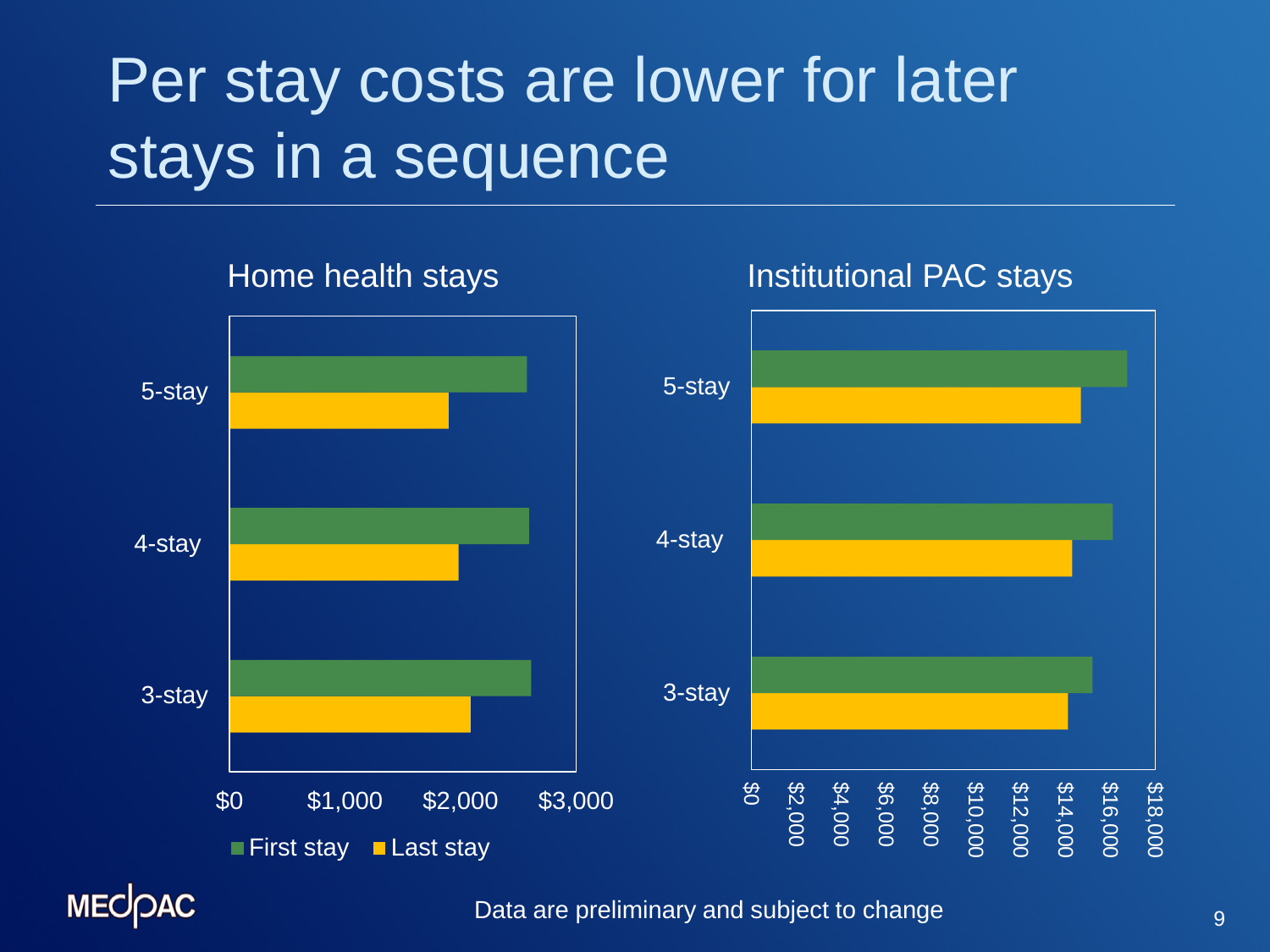# Per stay costs are lower for later stays in a sequence

Home health stays

5-stay
4-stay
3-stay

$0
$1,000
$2,000
$3,000

First stay
Last stay

Institutional PAC stays

5-stay
4-stay
3-stay

$0
$2,000
$4,000
$6,000
$8,000
$10,000
$12,000
$14,000
$16,000
$18,000

MEDPAC

Data are preliminary and subject to change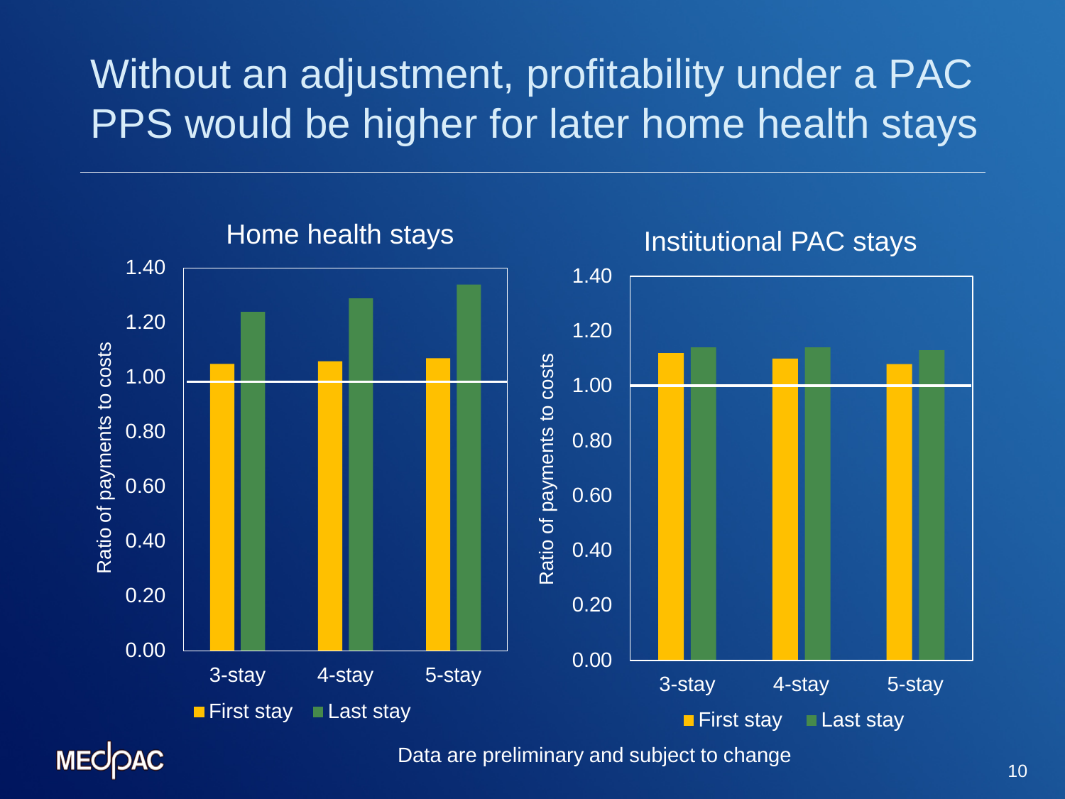# Without an adjustment, profitability under a PAC PPS would be higher for later home health stays

Home health stays

Ratio of payments to costs

1.40
1.20
1.00
0.80
0.60
0.40
0.20
0.00

3-stay
4-stay
5-stay

First stay
Last stay

Institutional PAC stays

Ratio of payments to costs

1.40
1.20
1.00
0.80
0.60
0.40
0.20
0.00

3-stay
4-stay
5-stay

First stay
Last stay

Data are preliminary and subject to change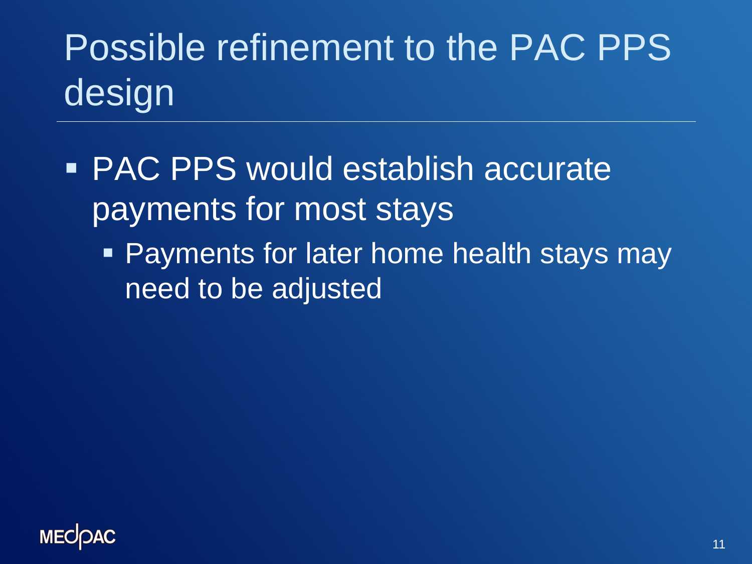# Possible refinement to the PAC PPS design

- PAC PPS would establish accurate payments for most stays
  - Payments for later home health stays may need to be adjusted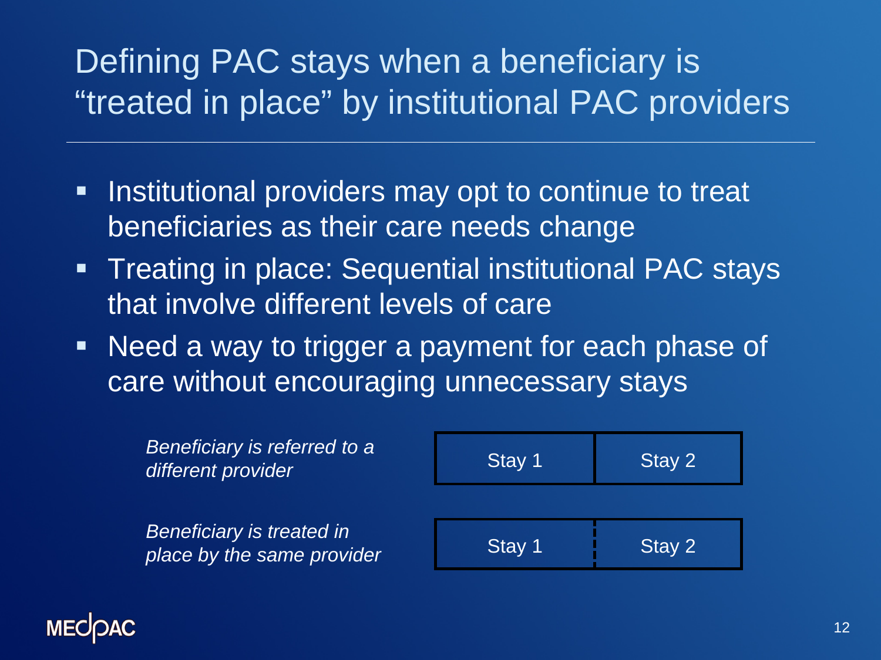# Defining PAC stays when a beneficiary is "treated in place" by institutional PAC providers

- Institutional providers may opt to continue to treat beneficiaries as their care needs change
- Treating in place: Sequential institutional PAC stays that involve different levels of care
- Need a way to trigger a payment for each phase of care without encouraging unnecessary stays

*Beneficiary is referred to a different provider*

Stay 1

Stay 2

*Beneficiary is treated in place by the same provider*

Stay 1

Stay 2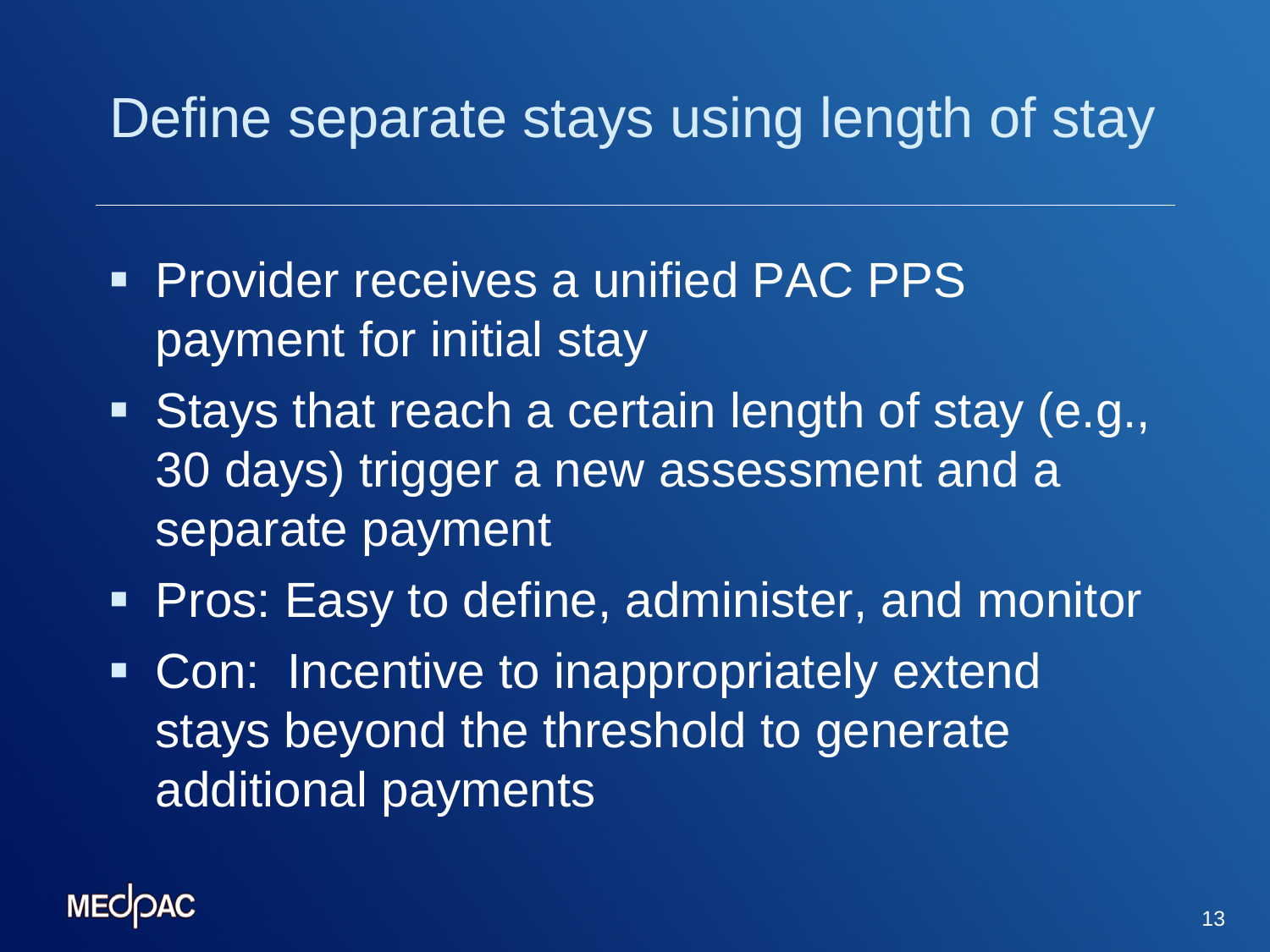# Define separate stays using length of stay

- Provider receives a unified PAC PPS payment for initial stay
- Stays that reach a certain length of stay (e.g., 30 days) trigger a new assessment and a separate payment
- Pros: Easy to define, administer, and monitor
- Con:  Incentive to inappropriately extend stays beyond the threshold to generate additional payments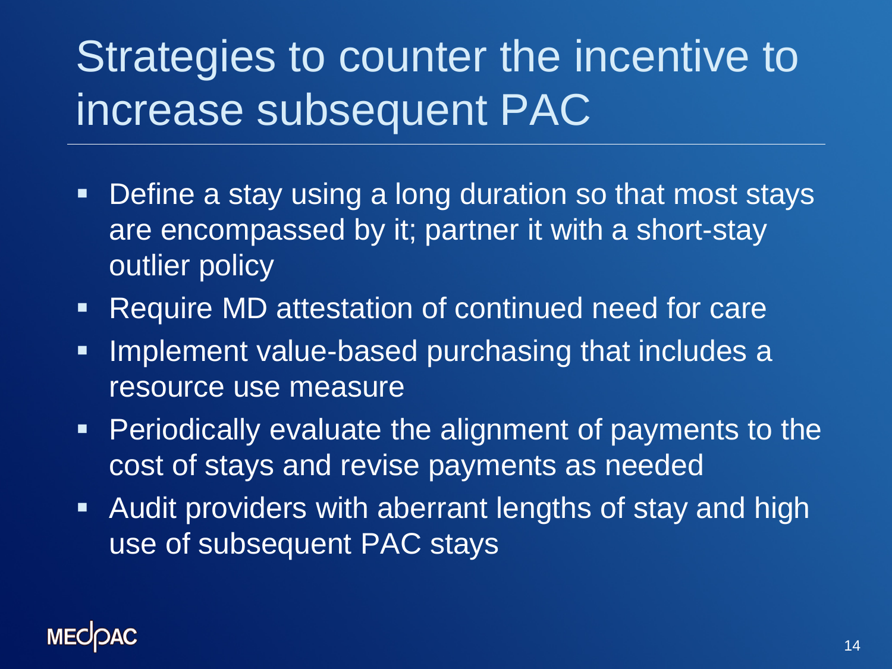# Strategies to counter the incentive to increase subsequent PAC

- Define a stay using a long duration so that most stays are encompassed by it; partner it with a short-stay outlier policy
- Require MD attestation of continued need for care
- Implement value-based purchasing that includes a resource use measure
- Periodically evaluate the alignment of payments to the cost of stays and revise payments as needed
- Audit providers with aberrant lengths of stay and high use of subsequent PAC stays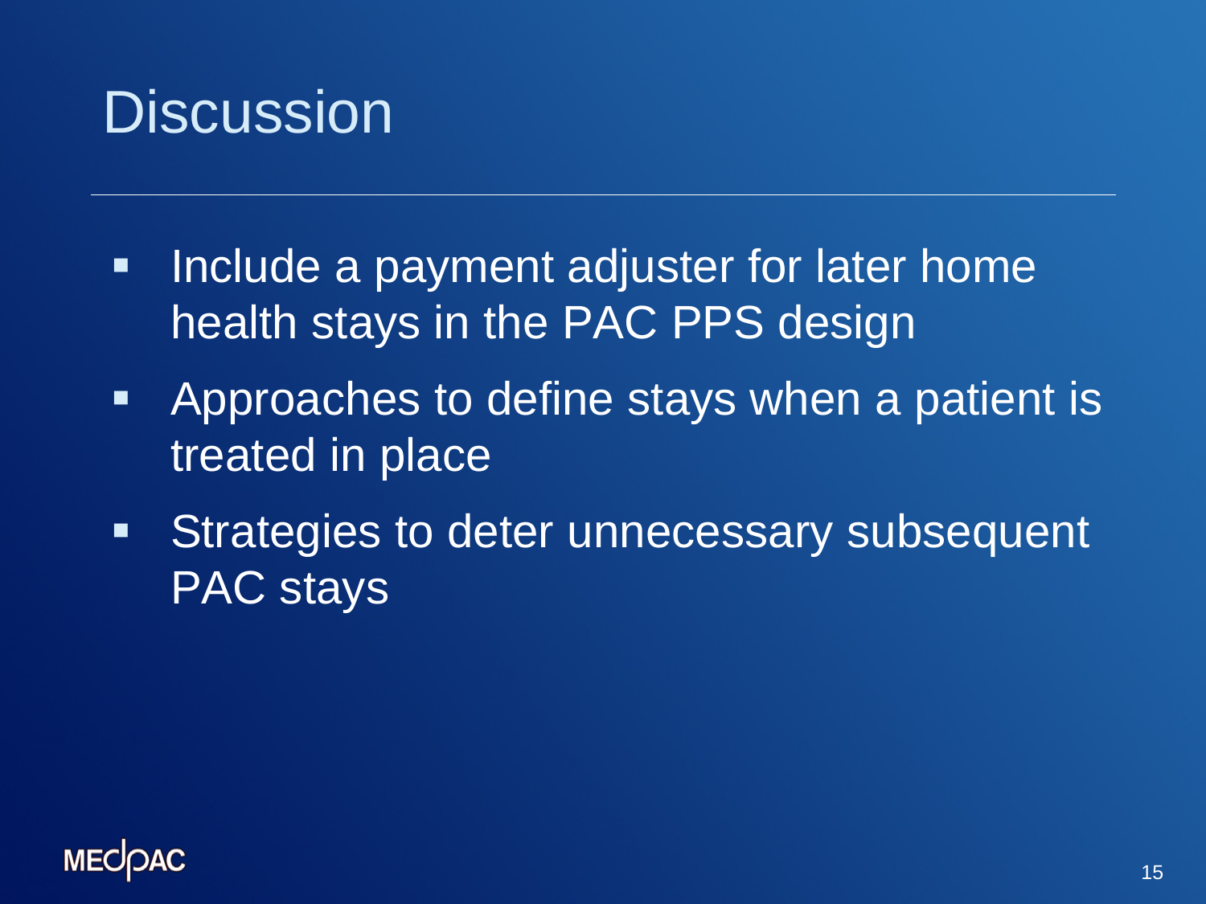# Discussion

- Include a payment adjuster for later home health stays in the PAC PPS design
- Approaches to define stays when a patient is treated in place
- Strategies to deter unnecessary subsequent PAC stays